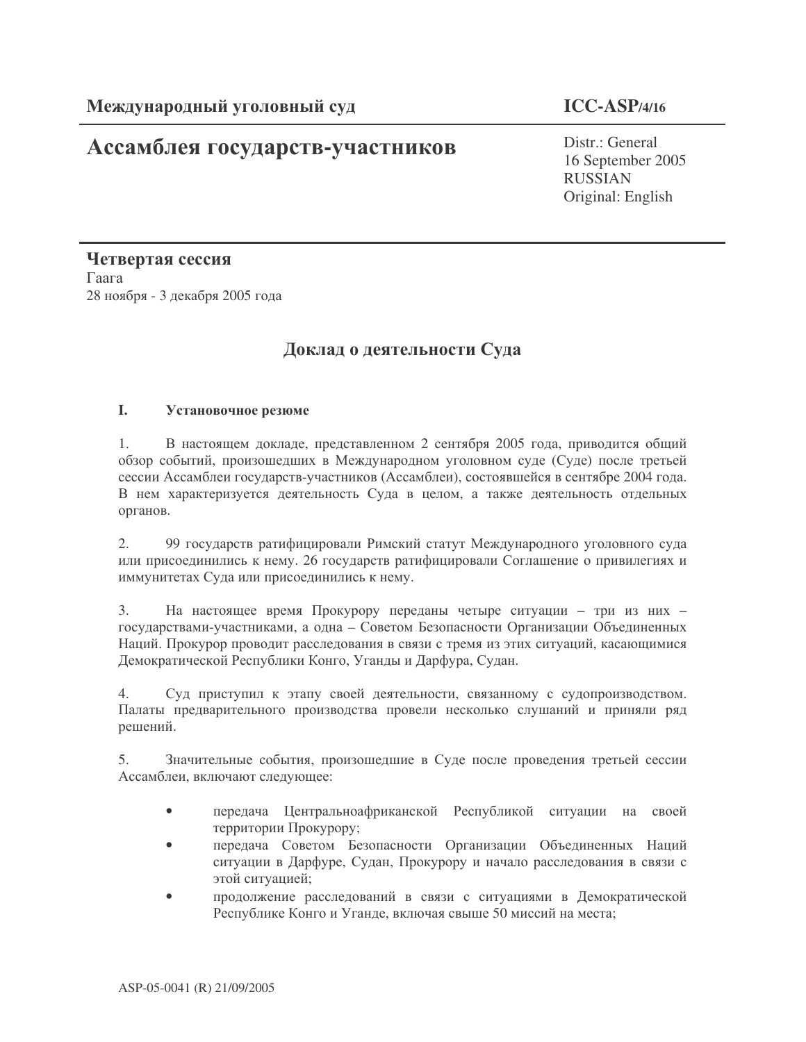**Международный уголовный суд** **ICC-ASP/4/16**

# Ассамблея государств-участников

Distr.: General
16 September 2005
RUSSIAN
Original: English

**Четвертая сессия**
Гаага
28 ноября - 3 декабря 2005 года

## Доклад о деятельности Суда

### I. Установочное резюме

1. В настоящем докладе, представленном 2 сентября 2005 года, приводится общий обзор событий, произошедших в Международном уголовном суде (Суде) после третьей сессии Ассамблеи государств-участников (Ассамблеи), состоявшейся в сентябре 2004 года. В нем характеризуется деятельность Суда в целом, а также деятельность отдельных органов.

2. 99 государств ратифицировали Римский статут Международного уголовного суда или присоединились к нему. 26 государств ратифицировали Соглашение о привилегиях и иммунитетах Суда или присоединились к нему.

3. На настоящее время Прокурору переданы четыре ситуации – три из них – государствами-участниками, а одна – Советом Безопасности Организации Объединенных Наций. Прокурор проводит расследования в связи с тремя из этих ситуаций, касающимися Демократической Республики Конго, Уганды и Дарфура, Судан.

4. Суд приступил к этапу своей деятельности, связанному с судопроизводством. Палаты предварительного производства провели несколько слушаний и приняли ряд решений.

5. Значительные события, произошедшие в Суде после проведения третьей сессии Ассамблеи, включают следующее:

- передача Центральноафриканской Республикой ситуации на своей территории Прокурору;
- передача Советом Безопасности Организации Объединенных Наций ситуации в Дарфуре, Судан, Прокурору и начало расследования в связи с этой ситуацией;
- продолжение расследований в связи с ситуациями в Демократической Республике Конго и Уганде, включая свыше 50 миссий на места;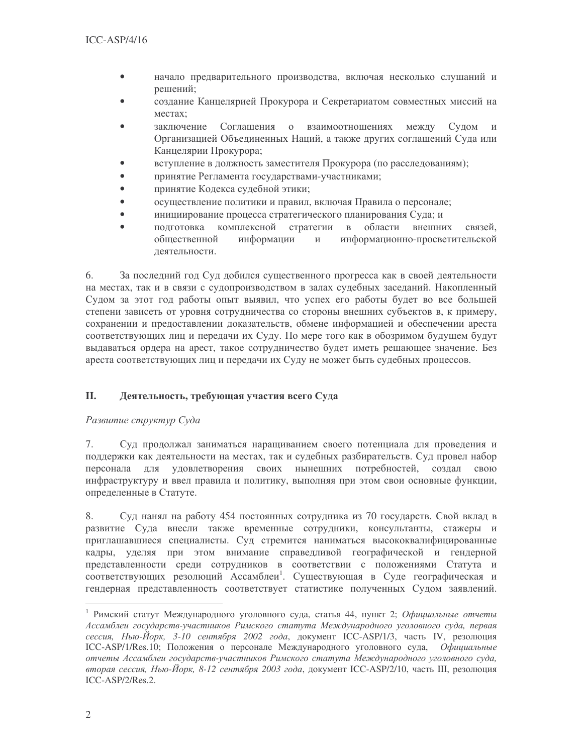- начало предварительного производства, включая несколько слушаний и решений;
- создание Канцелярией Прокурора и Секретариатом совместных миссий на местах;
- заключение Соглашения о взаимоотношениях между Судом и Организацией Объединенных Наций, а также других соглашений Суда или Канцелярии Прокурора;
- вступление в должность заместителя Прокурора (по расследованиям);
- принятие Регламента государствами-участниками;
- принятие Кодекса судебной этики;
- осуществление политики и правил, включая Правила о персонале;
- инициирование процесса стратегического планирования Суда; и
- подготовка комплексной стратегии в области внешних связей, общественной информации и информационно-просветительской деятельности.

6. За последний год Суд добился существенного прогресса как в своей деятельности на местах, так и в связи с судопроизводством в залах судебных заседаний. Накопленный Судом за этот год работы опыт выявил, что успех его работы будет во все большей степени зависеть от уровня сотрудничества со стороны внешних субъектов в, к примеру, сохранении и предоставлении доказательств, обмене информацией и обеспечении ареста соответствующих лиц и передачи их Суду. По мере того как в обозримом будущем будут выдаваться ордера на арест, такое сотрудничество будет иметь решающее значение. Без ареста соответствующих лиц и передачи их Суду не может быть судебных процессов.

## II. Деятельность, требующая участия всего Суда

*Развитие структур Суда*

7. Суд продолжал заниматься наращиванием своего потенциала для проведения и поддержки как деятельности на местах, так и судебных разбирательств. Суд провел набор персонала для удовлетворения своих нынешних потребностей, создал свою инфраструктуру и ввел правила и политику, выполняя при этом свои основные функции, определенные в Статуте.

8. Суд нанял на работу 454 постоянных сотрудника из 70 государств. Свой вклад в развитие Суда внесли также временные сотрудники, консультанты, стажеры и приглашавшиеся специалисты. Суд стремится наниматься высококвалифицированные кадры, уделяя при этом внимание справедливой географической и гендерной представленности среди сотрудников в соответствии с положениями Статута и соответствующих резолюций Ассамблеи[1]. Существующая в Суде географическая и гендерная представленность соответствует статистике полученных Судом заявлений.

---

[1] Римский статут Международного уголовного суда, статья 44, пункт 2; *Официальные отчеты Ассамблеи государств-участников Римского статута Международного уголовного суда, первая сессия, Нью-Йорк, 3-10 сентября 2002 года*, документ ICC-ASP/1/3, часть IV, резолюция ICC-ASP/1/Res.10; Положения о персонале Международного уголовного суда, *Официальные отчеты Ассамблеи государств-участников Римского статута Международного уголовного суда, вторая сессия, Нью-Йорк, 8-12 сентября 2003 года*, документ ICC-ASP/2/10, часть III, резолюция ICC-ASP/2/Res.2.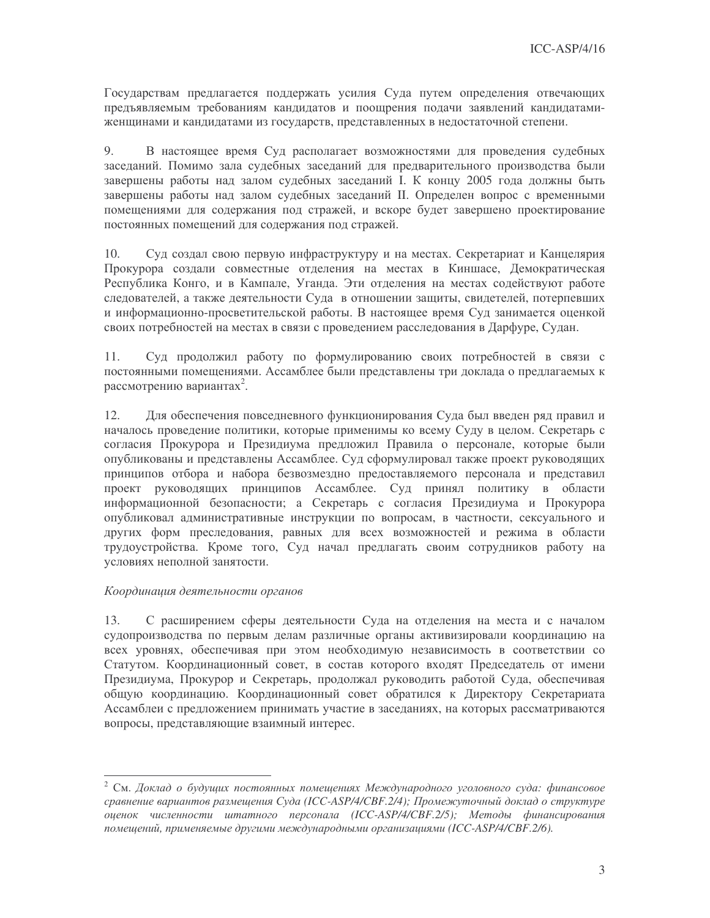Государствам предлагается поддержать усилия Суда путем определения отвечающих предъявляемым требованиям кандидатов и поощрения подачи заявлений кандидатами-женщинами и кандидатами из государств, представленных в недостаточной степени.

9. В настоящее время Суд располагает возможностями для проведения судебных заседаний. Помимо зала судебных заседаний для предварительного производства были завершены работы над залом судебных заседаний I. К концу 2005 года должны быть завершены работы над залом судебных заседаний II. Определен вопрос с временными помещениями для содержания под стражей, и вскоре будет завершено проектирование постоянных помещений для содержания под стражей.

10. Суд создал свою первую инфраструктуру и на местах. Секретариат и Канцелярия Прокурора создали совместные отделения на местах в Киншасе, Демократическая Республика Конго, и в Кампале, Уганда. Эти отделения на местах содействуют работе следователей, а также деятельности Суда в отношении защиты, свидетелей, потерпевших и информационно-просветительской работы. В настоящее время Суд занимается оценкой своих потребностей на местах в связи с проведением расследования в Дарфуре, Судан.

11. Суд продолжил работу по формулированию своих потребностей в связи с постоянными помещениями. Ассамблее были представлены три доклада о предлагаемых к рассмотрению вариантах[2].

12. Для обеспечения повседневного функционирования Суда был введен ряд правил и началось проведение политики, которые применимы ко всему Суду в целом. Секретарь с согласия Прокурора и Президиума предложил Правила о персонале, которые были опубликованы и представлены Ассамблее. Суд сформулировал также проект руководящих принципов отбора и набора безвозмездно предоставляемого персонала и представил проект руководящих принципов Ассамблее. Суд принял политику в области информационной безопасности; а Секретарь с согласия Президиума и Прокурора опубликовал административные инструкции по вопросам, в частности, сексуального и других форм преследования, равных для всех возможностей и режима в области трудоустройства. Кроме того, Суд начал предлагать своим сотрудников работу на условиях неполной занятости.

*Координация деятельности органов*

13. С расширением сферы деятельности Суда на отделения на места и с началом судопроизводства по первым делам различные органы активизировали координацию на всех уровнях, обеспечивая при этом необходимую независимость в соответствии со Статутом. Координационный совет, в состав которого входят Председатель от имени Президиума, Прокурор и Секретарь, продолжал руководить работой Суда, обеспечивая общую координацию. Координационный совет обратился к Директору Секретариата Ассамблеи с предложением принимать участие в заседаниях, на которых рассматриваются вопросы, представляющие взаимный интерес.

---

[2] См. *Доклад о будущих постоянных помещениях Международного уголовного суда: финансовое сравнение вариантов размещения Суда (ICC-ASP/4/CBF.2/4); Промежуточный доклад о структуре оценок численности штатного персонала (ICC-ASP/4/CBF.2/5); Методы финансирования помещений, применяемые другими международными организациями (ICC-ASP/4/CBF.2/6).*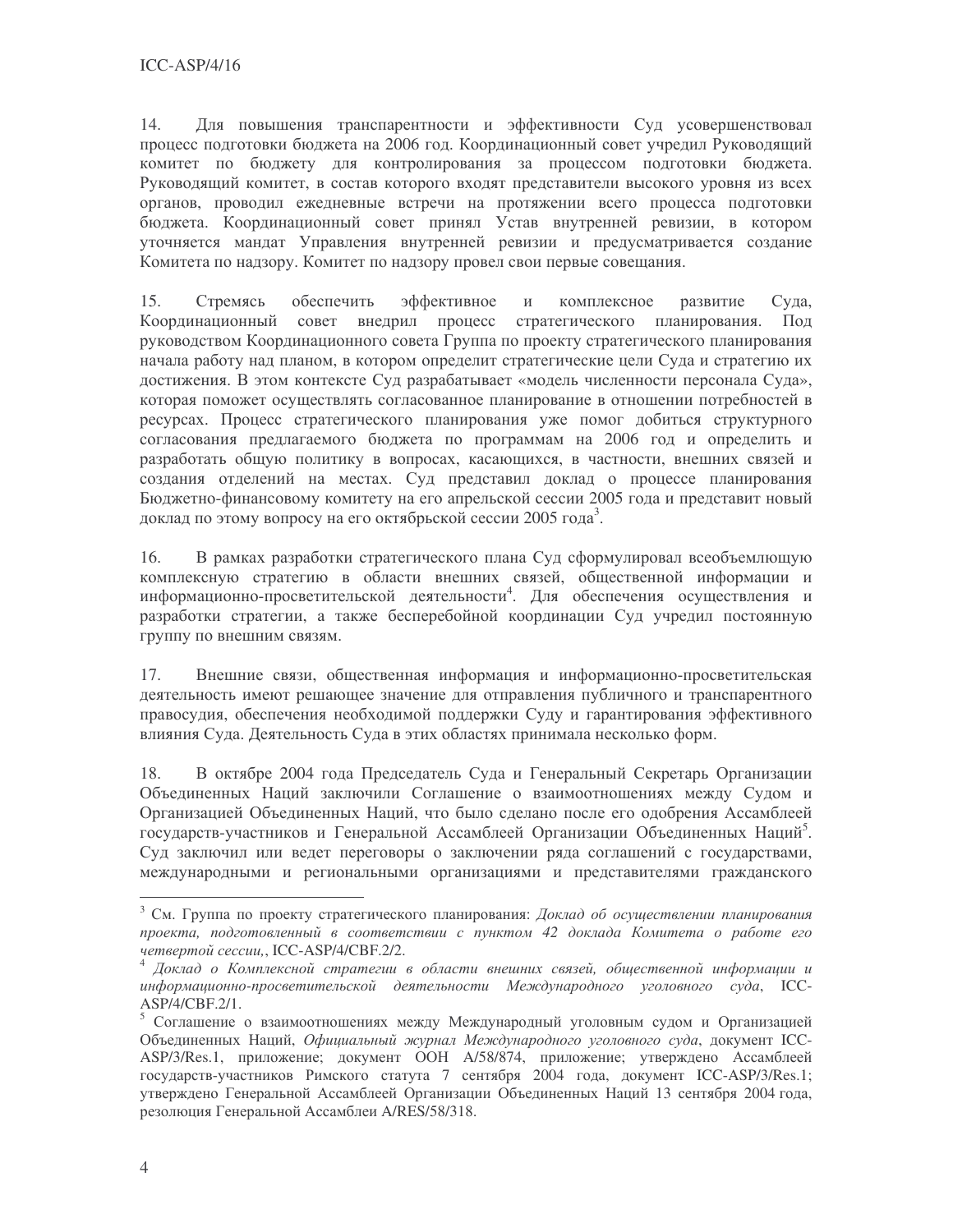14. Для повышения транспарентности и эффективности Суд усовершенствовал процесс подготовки бюджета на 2006 год. Координационный совет учредил Руководящий комитет по бюджету для контролирования за процессом подготовки бюджета. Руководящий комитет, в состав которого входят представители высокого уровня из всех органов, проводил ежедневные встречи на протяжении всего процесса подготовки бюджета. Координационный совет принял Устав внутренней ревизии, в котором уточняется мандат Управления внутренней ревизии и предусматривается создание Комитета по надзору. Комитет по надзору провел свои первые совещания.

15. Стремясь обеспечить эффективное и комплексное развитие Суда, Координационный совет внедрил процесс стратегического планирования. Под руководством Координационного совета Группа по проекту стратегического планирования начала работу над планом, в котором определит стратегические цели Суда и стратегию их достижения. В этом контексте Суд разрабатывает «модель численности персонала Суда», которая поможет осуществлять согласованное планирование в отношении потребностей в ресурсах. Процесс стратегического планирования уже помог добиться структурного согласования предлагаемого бюджета по программам на 2006 год и определить и разработать общую политику в вопросах, касающихся, в частности, внешних связей и создания отделений на местах. Суд представил доклад о процессе планирования Бюджетно-финансовому комитету на его апрельской сессии 2005 года и представит новый доклад по этому вопросу на его октябрьской сессии 2005 года[3].

16. В рамках разработки стратегического плана Суд сформулировал всеобъемлющую комплексную стратегию в области внешних связей, общественной информации и информационно-просветительской деятельности[4]. Для обеспечения осуществления и разработки стратегии, а также бесперебойной координации Суд учредил постоянную группу по внешним связям.

17. Внешние связи, общественная информация и информационно-просветительская деятельность имеют решающее значение для отправления публичного и транспарентного правосудия, обеспечения необходимой поддержки Суду и гарантирования эффективного влияния Суда. Деятельность Суда в этих областях принимала несколько форм.

18. В октябре 2004 года Председатель Суда и Генеральный Секретарь Организации Объединенных Наций заключили Соглашение о взаимоотношениях между Судом и Организацией Объединенных Наций, что было сделано после его одобрения Ассамблеей государств-участников и Генеральной Ассамблеей Организации Объединенных Наций[5]. Суд заключил или ведет переговоры о заключении ряда соглашений с государствами, международными и региональными организациями и представителями гражданского

---

[3] См. Группа по проекту стратегического планирования: *Доклад об осуществлении планирования проекта, подготовленный в соответствии с пунктом 42 доклада Комитета о работе его четвертой сессии,*, ICC-ASP/4/CBF.2/2.

[4] *Доклад о Комплексной стратегии в области внешних связей, общественной информации и информационно-просветительской деятельности Международного уголовного суда*, ICC-ASP/4/CBF.2/1.

[5] Соглашение о взаимоотношениях между Международный уголовным судом и Организацией Объединенных Наций, *Официальный журнал Международного уголовного суда*, документ ICC-ASP/3/Res.1, приложение; документ ООН A/58/874, приложение; утверждено Ассамблеей государств-участников Римского статута 7 сентября 2004 года, документ ICC-ASP/3/Res.1; утверждено Генеральной Ассамблеей Организации Объединенных Наций 13 сентября 2004 года, резолюция Генеральной Ассамблеи A/RES/58/318.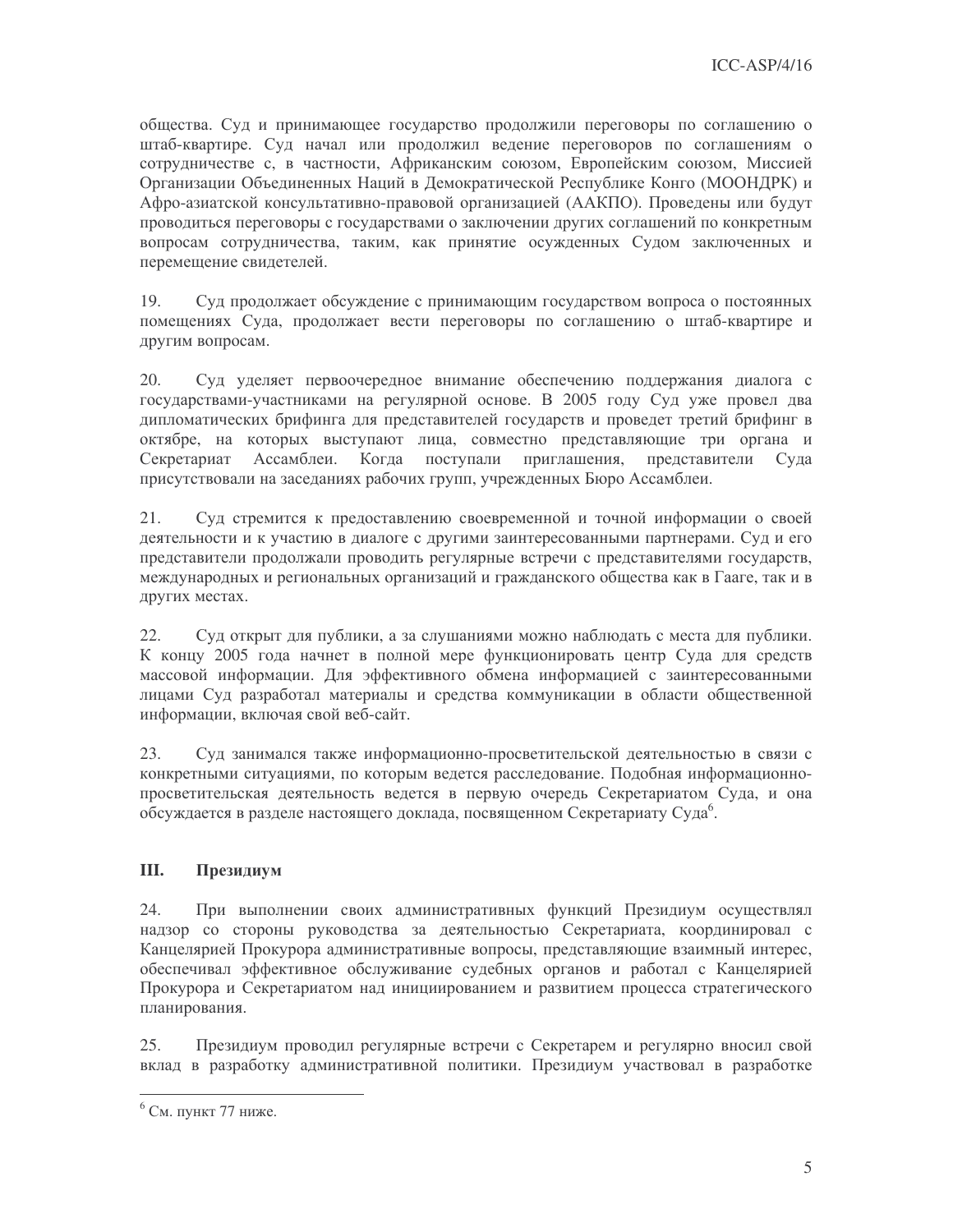общества. Суд и принимающее государство продолжили переговоры по соглашению о штаб-квартире. Суд начал или продолжил ведение переговоров по соглашениям о сотрудничестве с, в частности, Африканским союзом, Европейским союзом, Миссией Организации Объединенных Наций в Демократической Республике Конго (МООНДРК) и Афро-азиатской консультативно-правовой организацией (ААКПО). Проведены или будут проводиться переговоры с государствами о заключении других соглашений по конкретным вопросам сотрудничества, таким, как принятие осужденных Судом заключенных и перемещение свидетелей.

19. Суд продолжает обсуждение с принимающим государством вопроса о постоянных помещениях Суда, продолжает вести переговоры по соглашению о штаб-квартире и другим вопросам.

20. Суд уделяет первоочередное внимание обеспечению поддержания диалога с государствами-участниками на регулярной основе. В 2005 году Суд уже провел два дипломатических брифинга для представителей государств и проведет третий брифинг в октябре, на которых выступают лица, совместно представляющие три органа и Секретариат Ассамблеи. Когда поступали приглашения, представители Суда присутствовали на заседаниях рабочих групп, учрежденных Бюро Ассамблеи.

21. Суд стремится к предоставлению своевременной и точной информации о своей деятельности и к участию в диалоге с другими заинтересованными партнерами. Суд и его представители продолжали проводить регулярные встречи с представителями государств, международных и региональных организаций и гражданского общества как в Гааге, так и в других местах.

22. Суд открыт для публики, а за слушаниями можно наблюдать с места для публики. К концу 2005 года начнет в полной мере функционировать центр Суда для средств массовой информации. Для эффективного обмена информацией с заинтересованными лицами Суд разработал материалы и средства коммуникации в области общественной информации, включая свой веб-сайт.

23. Суд занимался также информационно-просветительской деятельностью в связи с конкретными ситуациями, по которым ведется расследование. Подобная информационно-просветительская деятельность ведется в первую очередь Секретариатом Суда, и она обсуждается в разделе настоящего доклада, посвященном Секретариату Суда[6].

## III. Президиум

24. При выполнении своих административных функций Президиум осуществлял надзор со стороны руководства за деятельностью Секретариата, координировал с Канцелярией Прокурора административные вопросы, представляющие взаимный интерес, обеспечивал эффективное обслуживание судебных органов и работал с Канцелярией Прокурора и Секретариатом над инициированием и развитием процесса стратегического планирования.

25. Президиум проводил регулярные встречи с Секретарем и регулярно вносил свой вклад в разработку административной политики. Президиум участвовал в разработке

[6] См. пункт 77 ниже.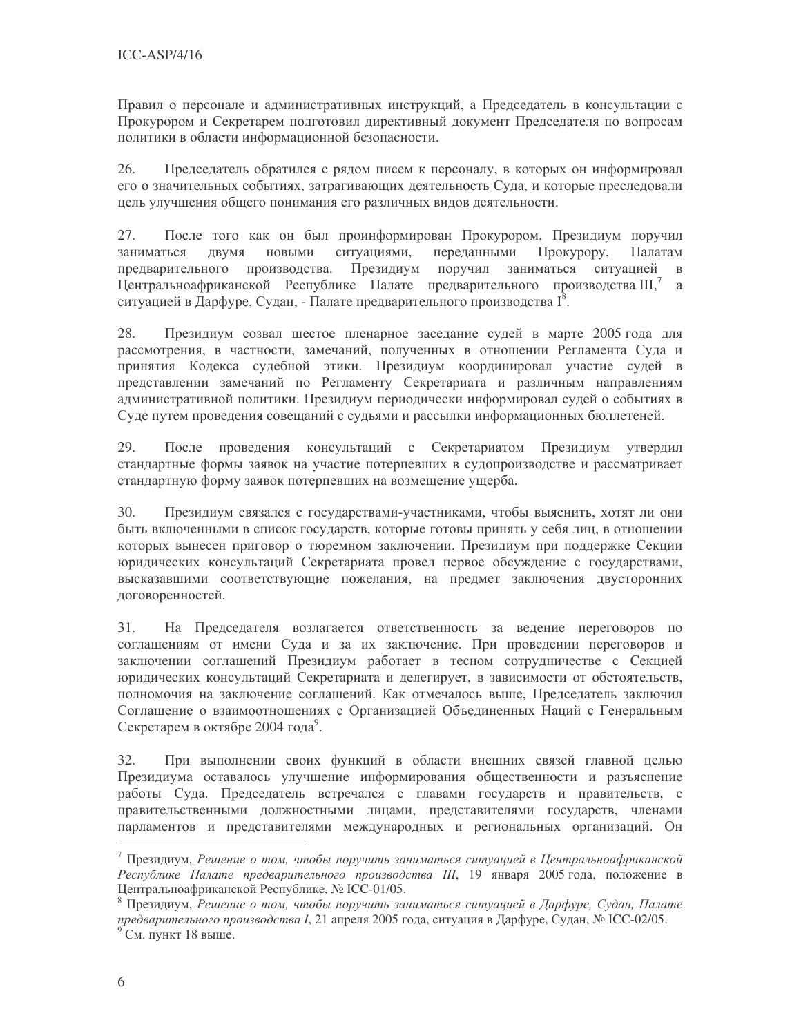Правил о персонале и административных инструкций, а Председатель в консультации с Прокурором и Секретарем подготовил директивный документ Председателя по вопросам политики в области информационной безопасности.

26. Председатель обратился с рядом писем к персоналу, в которых он информировал его о значительных событиях, затрагивающих деятельность Суда, и которые преследовали цель улучшения общего понимания его различных видов деятельности.

27. После того как он был проинформирован Прокурором, Президиум поручил заниматься двумя новыми ситуациями, переданными Прокурору, Палатам предварительного производства. Президиум поручил заниматься ситуацией в Центральноафриканской Республике Палате предварительного производства III,[7] а ситуацией в Дарфуре, Судан, - Палате предварительного производства I[8].

28. Президиум созвал шестое пленарное заседание судей в марте 2005 года для рассмотрения, в частности, замечаний, полученных в отношении Регламента Суда и принятия Кодекса судебной этики. Президиум координировал участие судей в представлении замечаний по Регламенту Секретариата и различным направлениям административной политики. Президиум периодически информировал судей о событиях в Суде путем проведения совещаний с судьями и рассылки информационных бюллетеней.

29. После проведения консультаций с Секретариатом Президиум утвердил стандартные формы заявок на участие потерпевших в судопроизводстве и рассматривает стандартную форму заявок потерпевших на возмещение ущерба.

30. Президиум связался с государствами-участниками, чтобы выяснить, хотят ли они быть включенными в список государств, которые готовы принять у себя лиц, в отношении которых вынесен приговор о тюремном заключении. Президиум при поддержке Секции юридических консультаций Секретариата провел первое обсуждение с государствами, высказавшими соответствующие пожелания, на предмет заключения двусторонних договоренностей.

31. На Председателя возлагается ответственность за ведение переговоров по соглашениям от имени Суда и за их заключение. При проведении переговоров и заключении соглашений Президиум работает в тесном сотрудничестве с Секцией юридических консультаций Секретариата и делегирует, в зависимости от обстоятельств, полномочия на заключение соглашений. Как отмечалось выше, Председатель заключил Соглашение о взаимоотношениях с Организацией Объединенных Наций с Генеральным Секретарем в октябре 2004 года[9].

32. При выполнении своих функций в области внешних связей главной целью Президиума оставалось улучшение информирования общественности и разъяснение работы Суда. Председатель встречался с главами государств и правительств, с правительственными должностными лицами, представителями государств, членами парламентов и представителями международных и региональных организаций. Он

---

[7] Президиум, *Решение о том, чтобы поручить заниматься ситуацией в Центральноафриканской Республике Палате предварительного производства III*, 19 января 2005 года, положение в Центральноафриканской Республике, № ICC-01/05.

[8] Президиум, *Решение о том, чтобы поручить заниматься ситуацией в Дарфуре, Судан, Палате предварительного производства I*, 21 апреля 2005 года, ситуация в Дарфуре, Судан, № ICC-02/05.

[9] См. пункт 18 выше.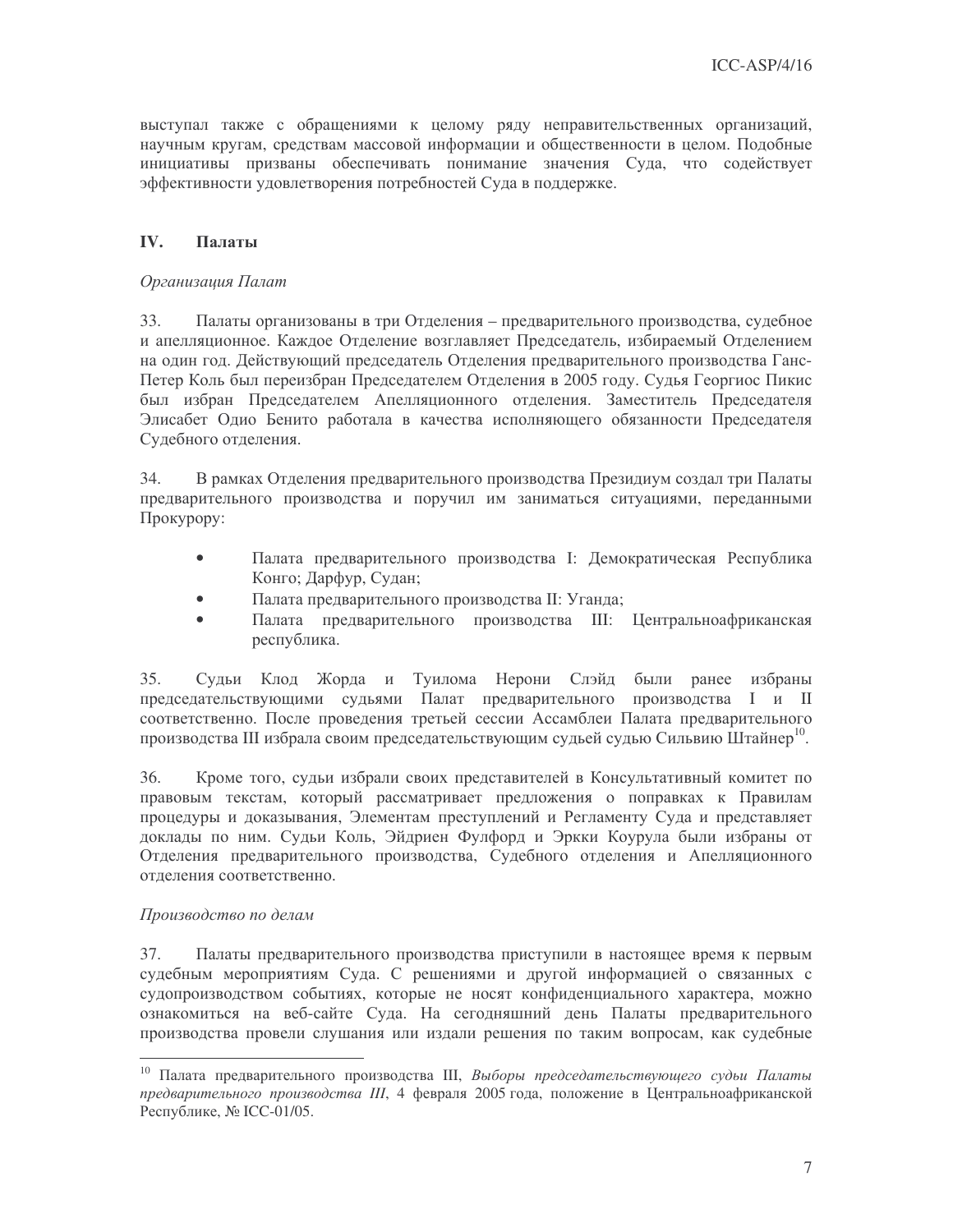выступал также с обращениями к целому ряду неправительственных организаций, научным кругам, средствам массовой информации и общественности в целом. Подобные инициативы призваны обеспечивать понимание значения Суда, что содействует эффективности удовлетворения потребностей Суда в поддержке.

## IV. Палаты

*Организация Палат*

33. Палаты организованы в три Отделения – предварительного производства, судебное и апелляционное. Каждое Отделение возглавляет Председатель, избираемый Отделением на один год. Действующий председатель Отделения предварительного производства Ганс-Петер Коль был переизбран Председателем Отделения в 2005 году. Судья Георгиос Пикис был избран Председателем Апелляционного отделения. Заместитель Председателя Элисабет Одио Бенито работала в качества исполняющего обязанности Председателя Судебного отделения.

34. В рамках Отделения предварительного производства Президиум создал три Палаты предварительного производства и поручил им заниматься ситуациями, переданными Прокурору:

- Палата предварительного производства I: Демократическая Республика Конго; Дарфур, Судан;
- Палата предварительного производства II: Уганда;
- Палата предварительного производства III: Центральноафриканская республика.

35. Судьи Клод Жорда и Туилома Нерони Слэйд были ранее избраны председательствующими судьями Палат предварительного производства I и II соответственно. После проведения третьей сессии Ассамблеи Палата предварительного производства III избрала своим председательствующим судьей судью Сильвию Штайнер[10].

36. Кроме того, судьи избрали своих представителей в Консультативный комитет по правовым текстам, который рассматривает предложения о поправках к Правилам процедуры и доказывания, Элементам преступлений и Регламенту Суда и представляет доклады по ним. Судьи Коль, Эйдриен Фулфорд и Эркки Коурула были избраны от Отделения предварительного производства, Судебного отделения и Апелляционного отделения соответственно.

*Производство по делам*

37. Палаты предварительного производства приступили в настоящее время к первым судебным мероприятиям Суда. С решениями и другой информацией о связанных с судопроизводством событиях, которые не носят конфиденциального характера, можно ознакомиться на веб-сайте Суда. На сегодняшний день Палаты предварительного производства провели слушания или издали решения по таким вопросам, как судебные

---

[10] Палата предварительного производства III, *Выборы председательствующего судьи Палаты предварительного производства III*, 4 февраля 2005 года, положение в Центральноафриканской Республике, № ICC-01/05.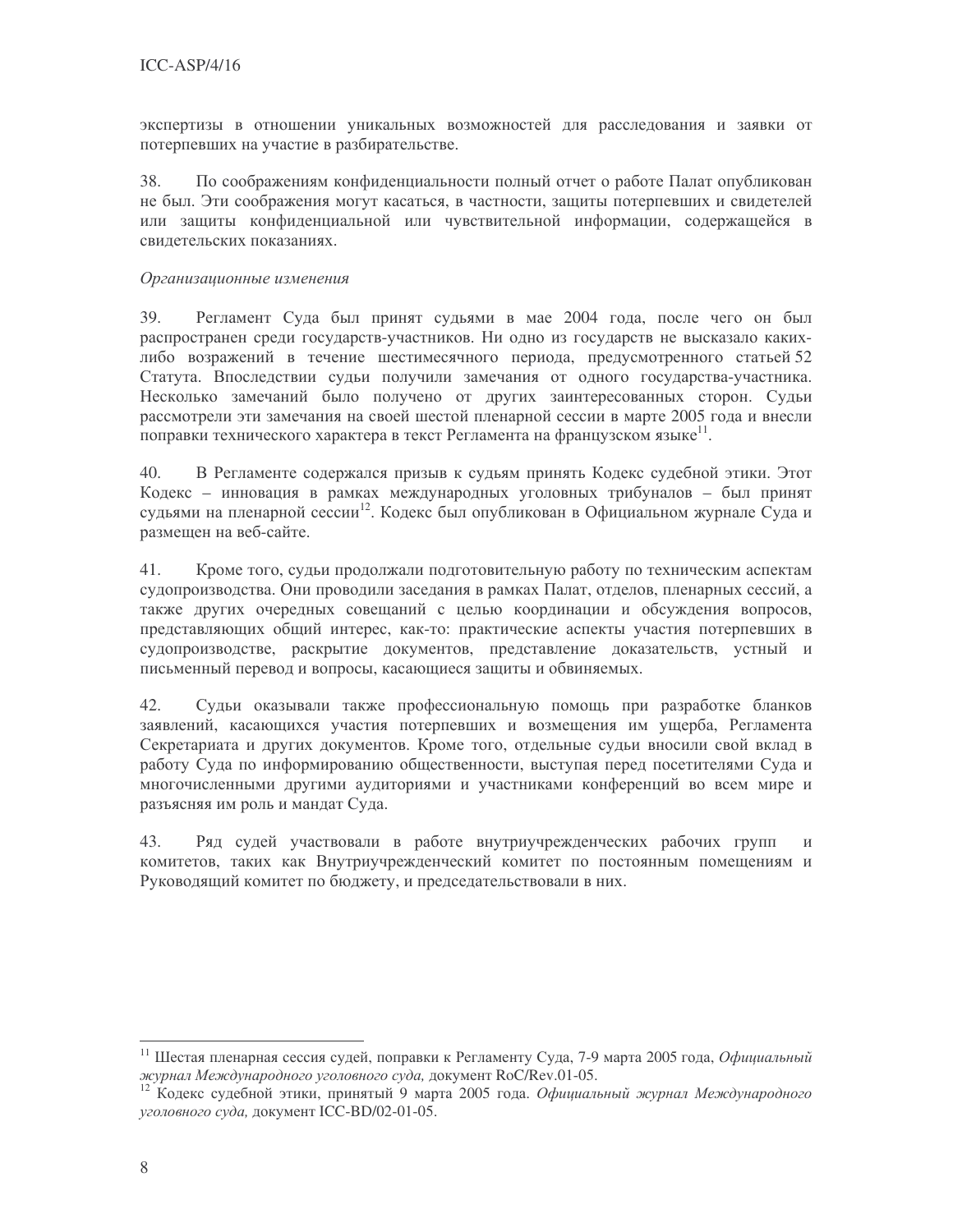экспертизы в отношении уникальных возможностей для расследования и заявки от потерпевших на участие в разбирательстве.

38. По соображениям конфиденциальности полный отчет о работе Палат опубликован не был. Эти соображения могут касаться, в частности, защиты потерпевших и свидетелей или защиты конфиденциальной или чувствительной информации, содержащейся в свидетельских показаниях.

*Организационные изменения*

39. Регламент Суда был принят судьями в мае 2004 года, после чего он был распространен среди государств-участников. Ни одно из государств не высказало каких-либо возражений в течение шестимесячного периода, предусмотренного статьей 52 Статута. Впоследствии судьи получили замечания от одного государства-участника. Несколько замечаний было получено от других заинтересованных сторон. Судьи рассмотрели эти замечания на своей шестой пленарной сессии в марте 2005 года и внесли поправки технического характера в текст Регламента на французском языке[11].

40. В Регламенте содержался призыв к судьям принять Кодекс судебной этики. Этот Кодекс – инновация в рамках международных уголовных трибуналов – был принят судьями на пленарной сессии[12]. Кодекс был опубликован в Официальном журнале Суда и размещен на веб-сайте.

41. Кроме того, судьи продолжали подготовительную работу по техническим аспектам судопроизводства. Они проводили заседания в рамках Палат, отделов, пленарных сессий, а также других очередных совещаний с целью координации и обсуждения вопросов, представляющих общий интерес, как-то: практические аспекты участия потерпевших в судопроизводстве, раскрытие документов, представление доказательств, устный и письменный перевод и вопросы, касающиеся защиты и обвиняемых.

42. Судьи оказывали также профессиональную помощь при разработке бланков заявлений, касающихся участия потерпевших и возмещения им ущерба, Регламента Секретариата и других документов. Кроме того, отдельные судьи вносили свой вклад в работу Суда по информированию общественности, выступая перед посетителями Суда и многочисленными другими аудиториями и участниками конференций во всем мире и разъясняя им роль и мандат Суда.

43. Ряд судей участвовали в работе внутриучрежденческих рабочих групп и комитетов, таких как Внутриучрежденческий комитет по постоянным помещениям и Руководящий комитет по бюджету, и председательствовали в них.

---

[11] Шестая пленарная сессия судей, поправки к Регламенту Суда, 7-9 марта 2005 года, *Официальный журнал Международного уголовного суда,* документ RoC/Rev.01-05.

[12] Кодекс судебной этики, принятый 9 марта 2005 года. *Официальный журнал Международного уголовного суда,* документ ICC-BD/02-01-05.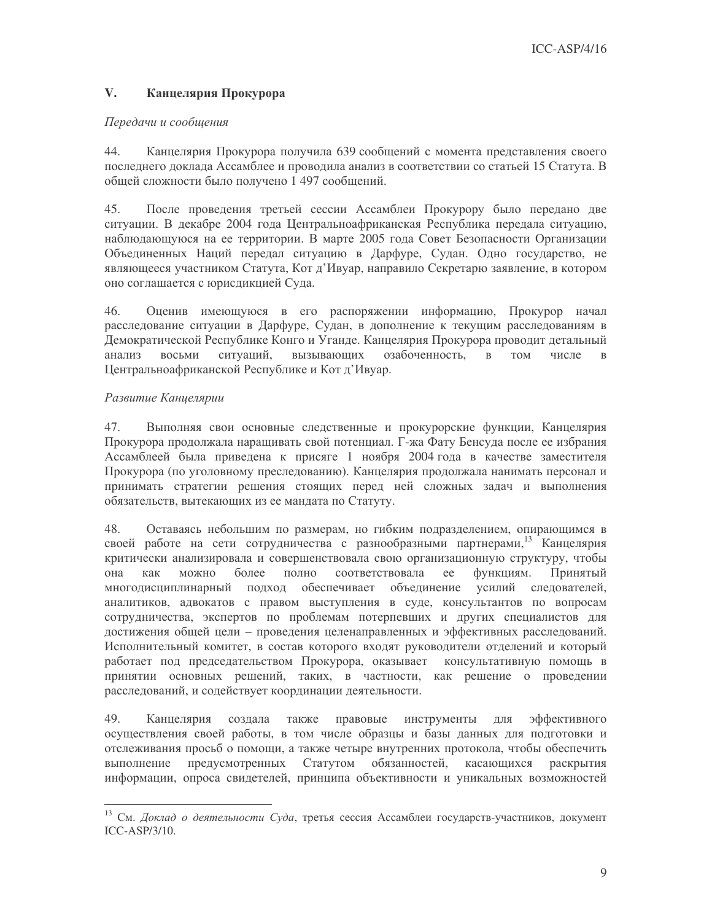## V. Канцелярия Прокурора

*Передачи и сообщения*

44. Канцелярия Прокурора получила 639 сообщений с момента представления своего последнего доклада Ассамблее и проводила анализ в соответствии со статьей 15 Статута. В общей сложности было получено 1 497 сообщений.

45. После проведения третьей сессии Ассамблеи Прокурору было передано две ситуации. В декабре 2004 года Центральноафриканская Республика передала ситуацию, наблюдающуюся на ее территории. В марте 2005 года Совет Безопасности Организации Объединенных Наций передал ситуацию в Дарфуре, Судан. Одно государство, не являющееся участником Статута, Кот д'Ивуар, направило Секретарю заявление, в котором оно соглашается с юрисдикцией Суда.

46. Оценив имеющуюся в его распоряжении информацию, Прокурор начал расследование ситуации в Дарфуре, Судан, в дополнение к текущим расследованиям в Демократической Республике Конго и Уганде. Канцелярия Прокурора проводит детальный анализ восьми ситуаций, вызывающих озабоченность, в том числе в Центральноафриканской Республике и Кот д'Ивуар.

*Развитие Канцелярии*

47. Выполняя свои основные следственные и прокурорские функции, Канцелярия Прокурора продолжала наращивать свой потенциал. Г-жа Фату Бенсуда после ее избрания Ассамблеей была приведена к присяге 1 ноября 2004 года в качестве заместителя Прокурора (по уголовному преследованию). Канцелярия продолжала нанимать персонал и принимать стратегии решения стоящих перед ней сложных задач и выполнения обязательств, вытекающих из ее мандата по Статуту.

48. Оставаясь небольшим по размерам, но гибким подразделением, опирающимся в своей работе на сети сотрудничества с разнообразными партнерами,[13] Канцелярия критически анализировала и совершенствовала свою организационную структуру, чтобы она как можно более полно соответствовала ее функциям. Принятый многодисциплинарный подход обеспечивает объединение усилий следователей, аналитиков, адвокатов с правом выступления в суде, консультантов по вопросам сотрудничества, экспертов по проблемам потерпевших и других специалистов для достижения общей цели – проведения целенаправленных и эффективных расследований. Исполнительный комитет, в состав которого входят руководители отделений и который работает под председательством Прокурора, оказывает консультативную помощь в принятии основных решений, таких, в частности, как решение о проведении расследований, и содействует координации деятельности.

49. Канцелярия создала также правовые инструменты для эффективного осуществления своей работы, в том числе образцы и базы данных для подготовки и отслеживания просьб о помощи, а также четыре внутренних протокола, чтобы обеспечить выполнение предусмотренных Статутом обязанностей, касающихся раскрытия информации, опроса свидетелей, принципа объективности и уникальных возможностей

[13] См. *Доклад о деятельности Суда*, третья сессия Ассамблеи государств-участников, документ ICC-ASP/3/10.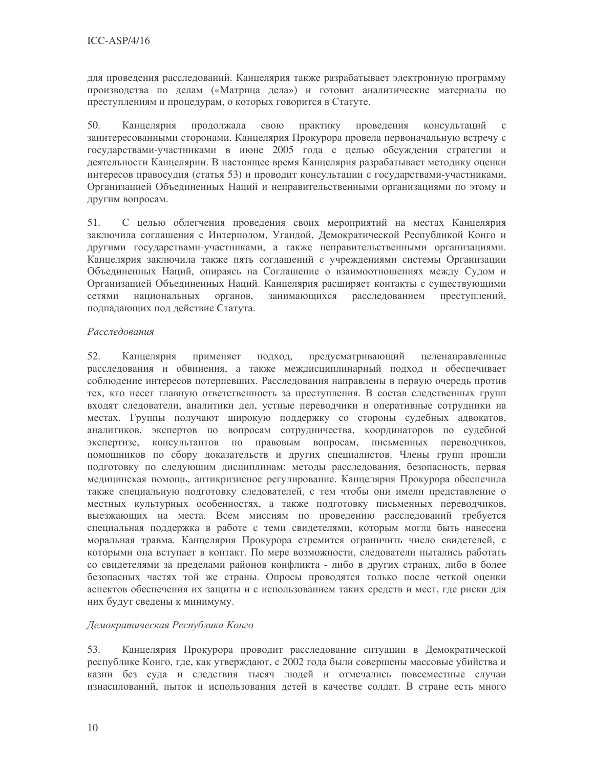для проведения расследований. Канцелярия также разрабатывает электронную программу производства по делам («Матрица дела») и готовит аналитические материалы по преступлениям и процедурам, о которых говорится в Статуте.

50. Канцелярия продолжала свою практику проведения консультаций с заинтересованными сторонами. Канцелярия Прокурора провела первоначальную встречу с государствами-участниками в июне 2005 года с целью обсуждения стратегии и деятельности Канцелярии. В настоящее время Канцелярия разрабатывает методику оценки интересов правосудия (статья 53) и проводит консультации с государствами-участниками, Организацией Объединенных Наций и неправительственными организациями по этому и другим вопросам.

51. С целью облегчения проведения своих мероприятий на местах Канцелярия заключила соглашения с Интерполом, Угандой, Демократической Республикой Конго и другими государствами-участниками, а также неправительственными организациями. Канцелярия заключила также пять соглашений с учреждениями системы Организации Объединенных Наций, опираясь на Соглашение о взаимоотношениях между Судом и Организацией Объединенных Наций. Канцелярия расширяет контакты с существующими сетями национальных органов, занимающихся расследованием преступлений, подпадающих под действие Статута.

*Расследования*

52. Канцелярия применяет подход, предусматривающий целенаправленные расследования и обвинения, а также междисциплинарный подход и обеспечивает соблюдение интересов потерпевших. Расследования направлены в первую очередь против тех, кто несет главную ответственность за преступления. В состав следственных групп входят следователи, аналитики дел, устные переводчики и оперативные сотрудники на местах. Группы получают широкую поддержку со стороны судебных адвокатов, аналитиков, экспертов по вопросам сотрудничества, координаторов по судебной экспертизе, консультантов по правовым вопросам, письменных переводчиков, помощников по сбору доказательств и других специалистов. Члены групп прошли подготовку по следующим дисциплинам: методы расследования, безопасность, первая медицинская помощь, антикризисное регулирование. Канцелярия Прокурора обеспечила также специальную подготовку следователей, с тем чтобы они имели представление о местных культурных особенностях, а также подготовку письменных переводчиков, выезжающих на места. Всем миссиям по проведению расследований требуется специальная поддержка в работе с теми свидетелями, которым могла быть нанесена моральная травма. Канцелярия Прокурора стремится ограничить число свидетелей, с которыми она вступает в контакт. По мере возможности, следователи пытались работать со свидетелями за пределами районов конфликта - либо в других странах, либо в более безопасных частях той же страны. Опросы проводятся только после четкой оценки аспектов обеспечения их защиты и с использованием таких средств и мест, где риски для них будут сведены к минимуму.

*Демократическая Республика Конго*

53. Канцелярия Прокурора проводит расследование ситуации в Демократической республике Конго, где, как утверждают, с 2002 года были совершены массовые убийства и казни без суда и следствия тысяч людей и отмечались повсеместные случаи изнасилований, пыток и использования детей в качестве солдат. В стране есть много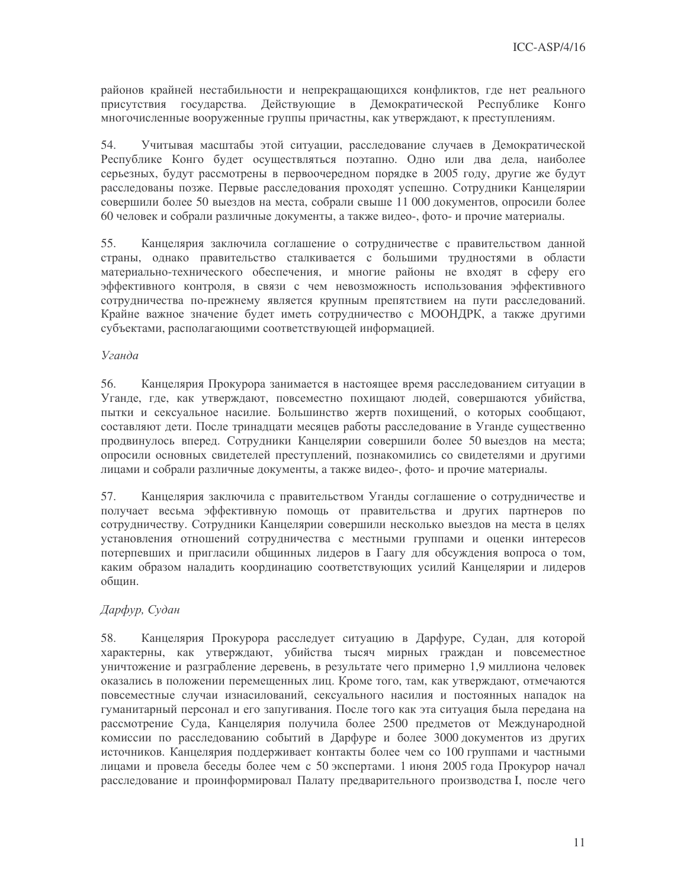районов крайней нестабильности и непрекращающихся конфликтов, где нет реального присутствия государства. Действующие в Демократической Республике Конго многочисленные вооруженные группы причастны, как утверждают, к преступлениям.

54. Учитывая масштабы этой ситуации, расследование случаев в Демократической Республике Конго будет осуществляться поэтапно. Одно или два дела, наиболее серьезных, будут рассмотрены в первоочередном порядке в 2005 году, другие же будут расследованы позже. Первые расследования проходят успешно. Сотрудники Канцелярии совершили более 50 выездов на места, собрали свыше 11 000 документов, опросили более 60 человек и собрали различные документы, а также видео-, фото- и прочие материалы.

55. Канцелярия заключила соглашение о сотрудничестве с правительством данной страны, однако правительство сталкивается с большими трудностями в области материально-технического обеспечения, и многие районы не входят в сферу его эффективного контроля, в связи с чем невозможность использования эффективного сотрудничества по-прежнему является крупным препятствием на пути расследований. Крайне важное значение будет иметь сотрудничество с МООНДРК, а также другими субъектами, располагающими соответствующей информацией.

*Уганда*

56. Канцелярия Прокурора занимается в настоящее время расследованием ситуации в Уганде, где, как утверждают, повсеместно похищают людей, совершаются убийства, пытки и сексуальное насилие. Большинство жертв похищений, о которых сообщают, составляют дети. После тринадцати месяцев работы расследование в Уганде существенно продвинулось вперед. Сотрудники Канцелярии совершили более 50 выездов на места; опросили основных свидетелей преступлений, познакомились со свидетелями и другими лицами и собрали различные документы, а также видео-, фото- и прочие материалы.

57. Канцелярия заключила с правительством Уганды соглашение о сотрудничестве и получает весьма эффективную помощь от правительства и других партнеров по сотрудничеству. Сотрудники Канцелярии совершили несколько выездов на места в целях установления отношений сотрудничества с местными группами и оценки интересов потерпевших и пригласили общинных лидеров в Гаагу для обсуждения вопроса о том, каким образом наладить координацию соответствующих усилий Канцелярии и лидеров общин.

*Дарфур, Судан*

58. Канцелярия Прокурора расследует ситуацию в Дарфуре, Судан, для которой характерны, как утверждают, убийства тысяч мирных граждан и повсеместное уничтожение и разграбление деревень, в результате чего примерно 1,9 миллиона человек оказались в положении перемещенных лиц. Кроме того, там, как утверждают, отмечаются повсеместные случаи изнасилований, сексуального насилия и постоянных нападок на гуманитарный персонал и его запугивания. После того как эта ситуация была передана на рассмотрение Суда, Канцелярия получила более 2500 предметов от Международной комиссии по расследованию событий в Дарфуре и более 3000 документов из других источников. Канцелярия поддерживает контакты более чем со 100 группами и частными лицами и провела беседы более чем с 50 экспертами. 1 июня 2005 года Прокурор начал расследование и проинформировал Палату предварительного производства I, после чего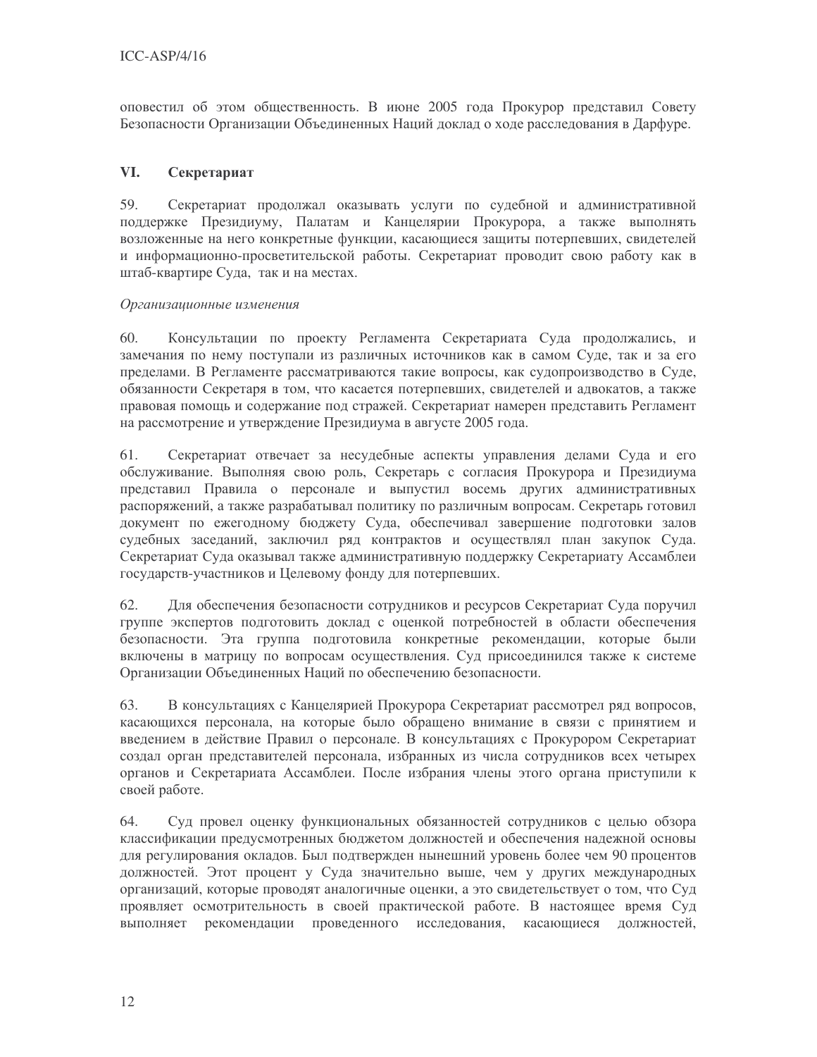оповестил об этом общественность. В июне 2005 года Прокурор представил Совету Безопасности Организации Объединенных Наций доклад о ходе расследования в Дарфуре.

## VI. Секретариат

59. Секретариат продолжал оказывать услуги по судебной и административной поддержке Президиуму, Палатам и Канцелярии Прокурора, а также выполнять возложенные на него конкретные функции, касающиеся защиты потерпевших, свидетелей и информационно-просветительской работы. Секретариат проводит свою работу как в штаб-квартире Суда, так и на местах.

*Организационные изменения*

60. Консультации по проекту Регламента Секретариата Суда продолжались, и замечания по нему поступали из различных источников как в самом Суде, так и за его пределами. В Регламенте рассматриваются такие вопросы, как судопроизводство в Суде, обязанности Секретаря в том, что касается потерпевших, свидетелей и адвокатов, а также правовая помощь и содержание под стражей. Секретариат намерен представить Регламент на рассмотрение и утверждение Президиума в августе 2005 года.

61. Секретариат отвечает за несудебные аспекты управления делами Суда и его обслуживание. Выполняя свою роль, Секретарь с согласия Прокурора и Президиума представил Правила о персонале и выпустил восемь других административных распоряжений, а также разрабатывал политику по различным вопросам. Секретарь готовил документ по ежегодному бюджету Суда, обеспечивал завершение подготовки залов судебных заседаний, заключил ряд контрактов и осуществлял план закупок Суда. Секретариат Суда оказывал также административную поддержку Секретариату Ассамблеи государств-участников и Целевому фонду для потерпевших.

62. Для обеспечения безопасности сотрудников и ресурсов Секретариат Суда поручил группе экспертов подготовить доклад с оценкой потребностей в области обеспечения безопасности. Эта группа подготовила конкретные рекомендации, которые были включены в матрицу по вопросам осуществления. Суд присоединился также к системе Организации Объединенных Наций по обеспечению безопасности.

63. В консультациях с Канцелярией Прокурора Секретариат рассмотрел ряд вопросов, касающихся персонала, на которые было обращено внимание в связи с принятием и введением в действие Правил о персонале. В консультациях с Прокурором Секретариат создал орган представителей персонала, избранных из числа сотрудников всех четырех органов и Секретариата Ассамблеи. После избрания члены этого органа приступили к своей работе.

64. Суд провел оценку функциональных обязанностей сотрудников с целью обзора классификации предусмотренных бюджетом должностей и обеспечения надежной основы для регулирования окладов. Был подтвержден нынешний уровень более чем 90 процентов должностей. Этот процент у Суда значительно выше, чем у других международных организаций, которые проводят аналогичные оценки, а это свидетельствует о том, что Суд проявляет осмотрительность в своей практической работе. В настоящее время Суд выполняет рекомендации проведенного исследования, касающиеся должностей,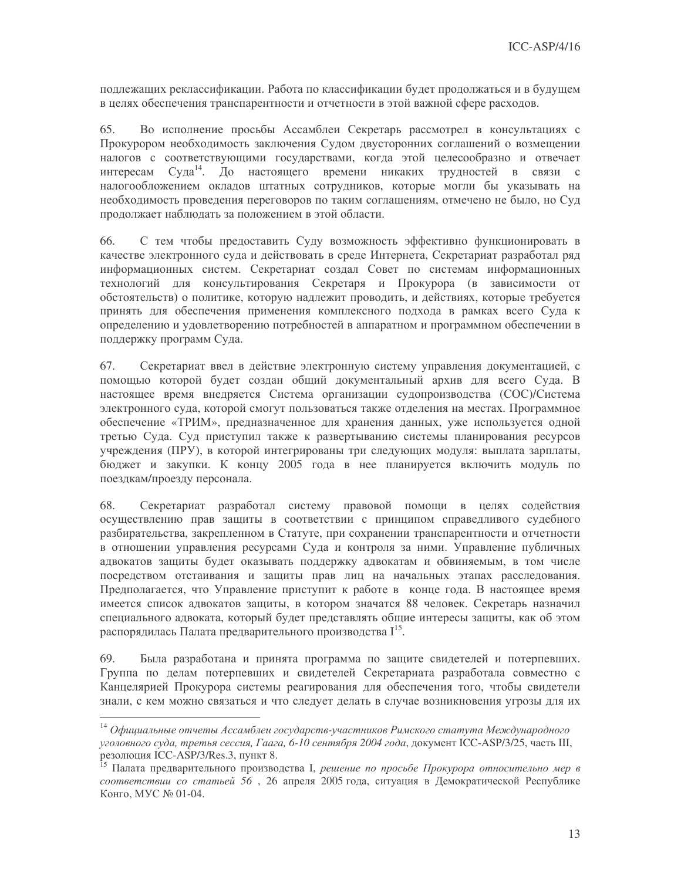подлежащих реклассификации. Работа по классификации будет продолжаться и в будущем в целях обеспечения транспарентности и отчетности в этой важной сфере расходов.

65. Во исполнение просьбы Ассамблеи Секретарь рассмотрел в консультациях с Прокурором необходимость заключения Судом двусторонних соглашений о возмещении налогов с соответствующими государствами, когда этой целесообразно и отвечает интересам Суда[14]. До настоящего времени никаких трудностей в связи с налогообложением окладов штатных сотрудников, которые могли бы указывать на необходимость проведения переговоров по таким соглашениям, отмечено не было, но Суд продолжает наблюдать за положением в этой области.

66. С тем чтобы предоставить Суду возможность эффективно функционировать в качестве электронного суда и действовать в среде Интернета, Секретариат разработал ряд информационных систем. Секретариат создал Совет по системам информационных технологий для консультирования Секретаря и Прокурора (в зависимости от обстоятельств) о политике, которую надлежит проводить, и действиях, которые требуется принять для обеспечения применения комплексного подхода в рамках всего Суда к определению и удовлетворению потребностей в аппаратном и программном обеспечении в поддержку программ Суда.

67. Секретариат ввел в действие электронную систему управления документацией, с помощью которой будет создан общий документальный архив для всего Суда. В настоящее время внедряется Система организации судопроизводства (СОС)/Система электронного суда, которой смогут пользоваться также отделения на местах. Программное обеспечение «ТРИМ», предназначенное для хранения данных, уже используется одной третью Суда. Суд приступил также к развертыванию системы планирования ресурсов учреждения (ПРУ), в которой интегрированы три следующих модуля: выплата зарплаты, бюджет и закупки. К концу 2005 года в нее планируется включить модуль по поездкам/проезду персонала.

68. Секретариат разработал систему правовой помощи в целях содействия осуществлению прав защиты в соответствии с принципом справедливого судебного разбирательства, закрепленном в Статуте, при сохранении транспарентности и отчетности в отношении управления ресурсами Суда и контроля за ними. Управление публичных адвокатов защиты будет оказывать поддержку адвокатам и обвиняемым, в том числе посредством отстаивания и защиты прав лиц на начальных этапах расследования. Предполагается, что Управление приступит к работе в конце года. В настоящее время имеется список адвокатов защиты, в котором значатся 88 человек. Секретарь назначил специального адвоката, который будет представлять общие интересы защиты, как об этом распорядилась Палата предварительного производства I[15].

69. Была разработана и принята программа по защите свидетелей и потерпевших. Группа по делам потерпевших и свидетелей Секретариата разработала совместно с Канцелярией Прокурора системы реагирования для обеспечения того, чтобы свидетели знали, с кем можно связаться и что следует делать в случае возникновения угрозы для их

---

[14] *Официальные отчеты Ассамблеи государств-участников Римского статута Международного уголовного суда, третья сессия, Гаага, 6-10 сентября 2004 года*, документ ICC-ASP/3/25, часть III, резолюция ICC-ASP/3/Res.3, пункт 8.

[15] Палата предварительного производства I, *решение по просьбе Прокурора относительно мер в соответствии со статьей 56* , 26 апреля 2005 года, ситуация в Демократической Республике Конго, МУС № 01-04.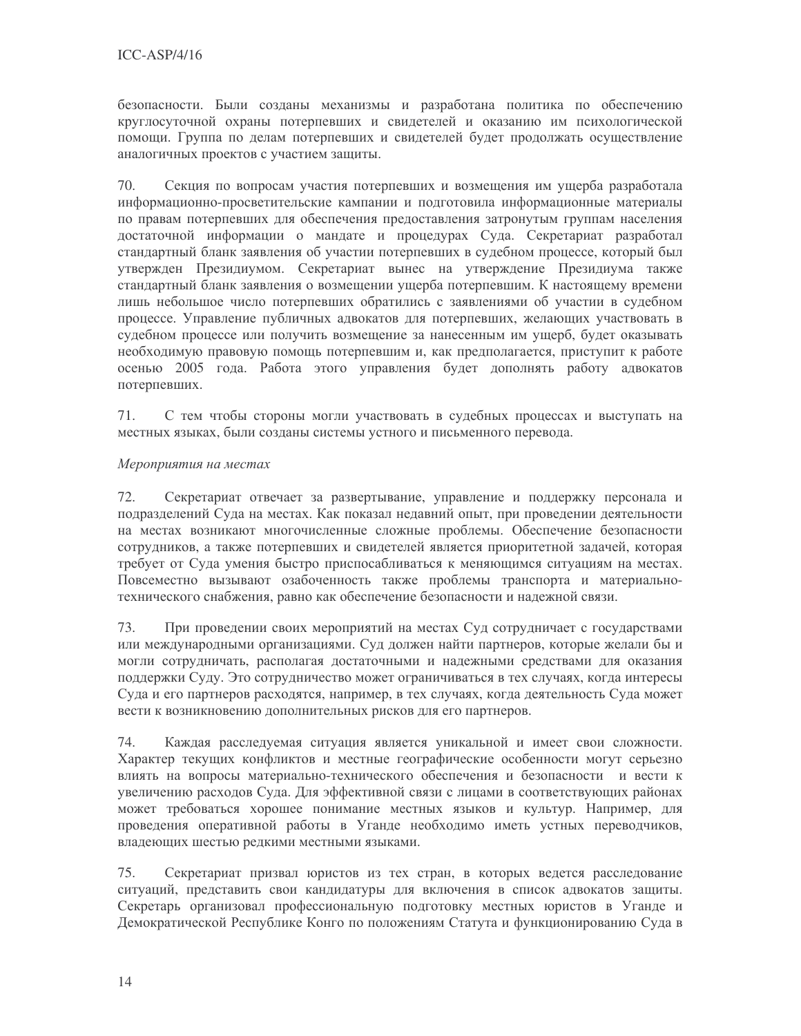безопасности. Были созданы механизмы и разработана политика по обеспечению круглосуточной охраны потерпевших и свидетелей и оказанию им психологической помощи. Группа по делам потерпевших и свидетелей будет продолжать осуществление аналогичных проектов с участием защиты.

70. Секция по вопросам участия потерпевших и возмещения им ущерба разработала информационно-просветительские кампании и подготовила информационные материалы по правам потерпевших для обеспечения предоставления затронутым группам населения достаточной информации о мандате и процедурах Суда. Секретариат разработал стандартный бланк заявления об участии потерпевших в судебном процессе, который был утвержден Президиумом. Секретариат вынес на утверждение Президиума также стандартный бланк заявления о возмещении ущерба потерпевшим. К настоящему времени лишь небольшое число потерпевших обратились с заявлениями об участии в судебном процессе. Управление публичных адвокатов для потерпевших, желающих участвовать в судебном процессе или получить возмещение за нанесенным им ущерб, будет оказывать необходимую правовую помощь потерпевшим и, как предполагается, приступит к работе осенью 2005 года. Работа этого управления будет дополнять работу адвокатов потерпевших.

71. С тем чтобы стороны могли участвовать в судебных процессах и выступать на местных языках, были созданы системы устного и письменного перевода.

*Мероприятия на местах*

72. Секретариат отвечает за развертывание, управление и поддержку персонала и подразделений Суда на местах. Как показал недавний опыт, при проведении деятельности на местах возникают многочисленные сложные проблемы. Обеспечение безопасности сотрудников, а также потерпевших и свидетелей является приоритетной задачей, которая требует от Суда умения быстро приспосабливаться к меняющимся ситуациям на местах. Повсеместно вызывают озабоченность также проблемы транспорта и материально-технического снабжения, равно как обеспечение безопасности и надежной связи.

73. При проведении своих мероприятий на местах Суд сотрудничает с государствами или международными организациями. Суд должен найти партнеров, которые желали бы и могли сотрудничать, располагая достаточными и надежными средствами для оказания поддержки Суду. Это сотрудничество может ограничиваться в тех случаях, когда интересы Суда и его партнеров расходятся, например, в тех случаях, когда деятельность Суда может вести к возникновению дополнительных рисков для его партнеров.

74. Каждая расследуемая ситуация является уникальной и имеет свои сложности. Характер текущих конфликтов и местные географические особенности могут серьезно влиять на вопросы материально-технического обеспечения и безопасности и вести к увеличению расходов Суда. Для эффективной связи с лицами в соответствующих районах может требоваться хорошее понимание местных языков и культур. Например, для проведения оперативной работы в Уганде необходимо иметь устных переводчиков, владеющих шестью редкими местными языками.

75. Секретариат призвал юристов из тех стран, в которых ведется расследование ситуаций, представить свои кандидатуры для включения в список адвокатов защиты. Секретарь организовал профессиональную подготовку местных юристов в Уганде и Демократической Республике Конго по положениям Статута и функционированию Суда в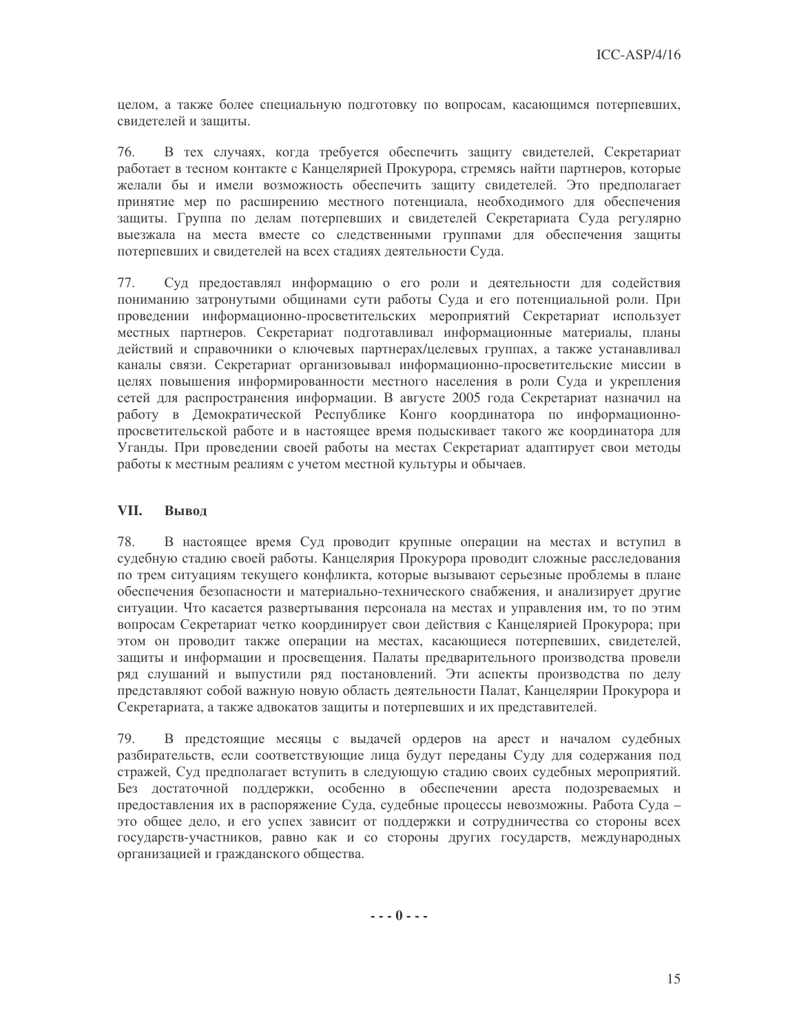целом, а также более специальную подготовку по вопросам, касающимся потерпевших, свидетелей и защиты.

76. В тех случаях, когда требуется обеспечить защиту свидетелей, Секретариат работает в тесном контакте с Канцелярией Прокурора, стремясь найти партнеров, которые желали бы и имели возможность обеспечить защиту свидетелей. Это предполагает принятие мер по расширению местного потенциала, необходимого для обеспечения защиты. Группа по делам потерпевших и свидетелей Секретариата Суда регулярно выезжала на места вместе со следственными группами для обеспечения защиты потерпевших и свидетелей на всех стадиях деятельности Суда.

77. Суд предоставлял информацию о его роли и деятельности для содействия пониманию затронутыми общинами сути работы Суда и его потенциальной роли. При проведении информационно-просветительских мероприятий Секретариат использует местных партнеров. Секретариат подготавливал информационные материалы, планы действий и справочники о ключевых партнерах/целевых группах, а также устанавливал каналы связи. Секретариат организовывал информационно-просветительские миссии в целях повышения информированности местного населения в роли Суда и укрепления сетей для распространения информации. В августе 2005 года Секретариат назначил на работу в Демократической Республике Конго координатора по информационно-просветительской работе и в настоящее время подыскивает такого же координатора для Уганды. При проведении своей работы на местах Секретариат адаптирует свои методы работы к местным реалиям с учетом местной культуры и обычаев.

## VII. Вывод

78. В настоящее время Суд проводит крупные операции на местах и вступил в судебную стадию своей работы. Канцелярия Прокурора проводит сложные расследования по трем ситуациям текущего конфликта, которые вызывают серьезные проблемы в плане обеспечения безопасности и материально-технического снабжения, и анализирует другие ситуации. Что касается развертывания персонала на местах и управления им, то по этим вопросам Секретариат четко координирует свои действия с Канцелярией Прокурора; при этом он проводит также операции на местах, касающиеся потерпевших, свидетелей, защиты и информации и просвещения. Палаты предварительного производства провели ряд слушаний и выпустили ряд постановлений. Эти аспекты производства по делу представляют собой важную новую область деятельности Палат, Канцелярии Прокурора и Секретариата, а также адвокатов защиты и потерпевших и их представителей.

79. В предстоящие месяцы с выдачей ордеров на арест и началом судебных разбирательств, если соответствующие лица будут переданы Суду для содержания под стражей, Суд предполагает вступить в следующую стадию своих судебных мероприятий. Без достаточной поддержки, особенно в обеспечении ареста подозреваемых и предоставления их в распоряжение Суда, судебные процессы невозможны. Работа Суда – это общее дело, и его успех зависит от поддержки и сотрудничества со стороны всех государств-участников, равно как и со стороны других государств, международных организацией и гражданского общества.

--- 0 ---